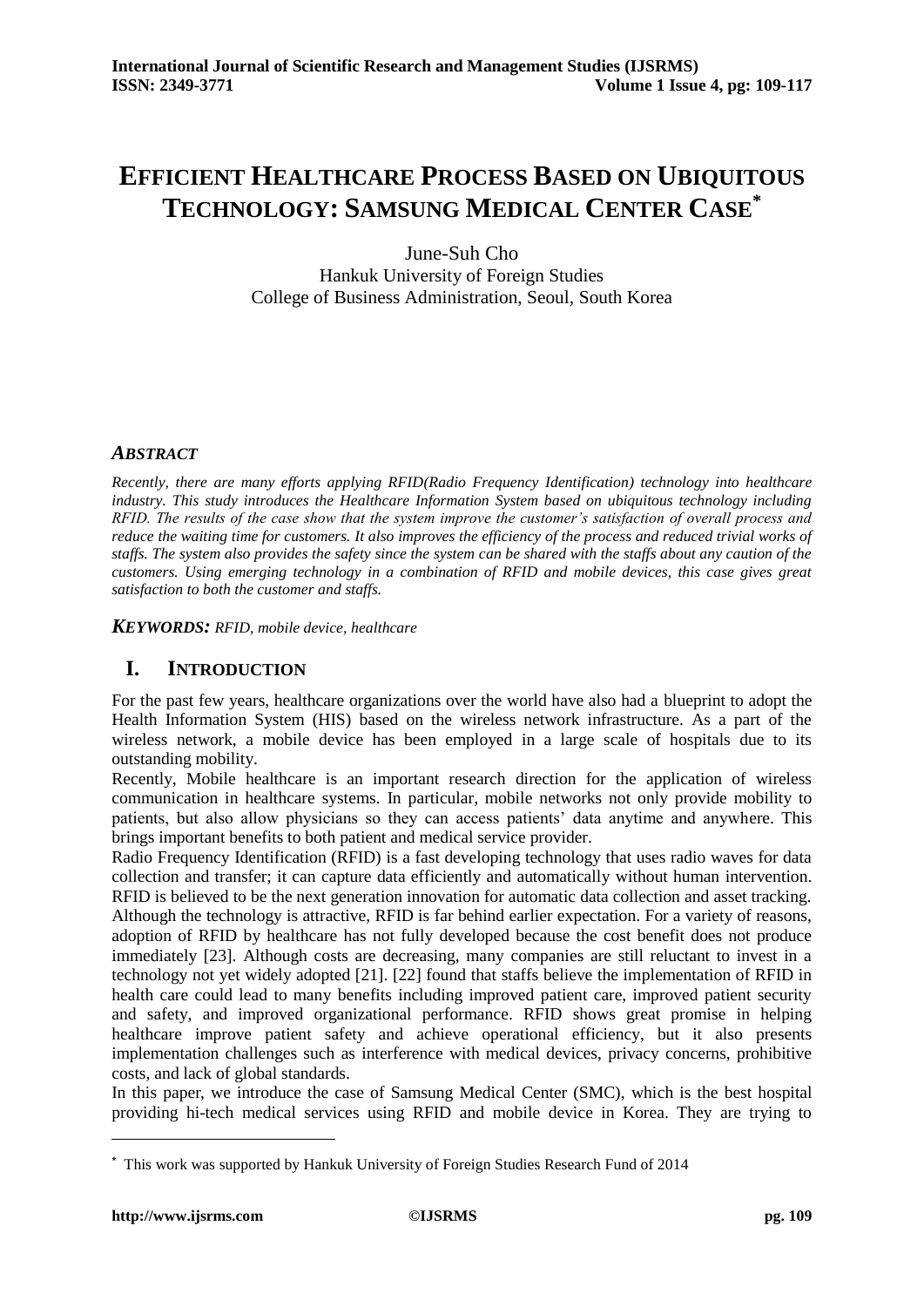# EFFICIENT HEALTHCARE PROCESS BASED ON UBIQUITOUS TECHNOLOGY: SAMSUNG MEDICAL CENTER CASE*

June-Suh Cho
Hankuk University of Foreign Studies
College of Business Administration, Seoul, South Korea

### *ABSTRACT*

*Recently, there are many efforts applying RFID(Radio Frequency Identification) technology into healthcare industry. This study introduces the Healthcare Information System based on ubiquitous technology including RFID. The results of the case show that the system improve the customer's satisfaction of overall process and reduce the waiting time for customers. It also improves the efficiency of the process and reduced trivial works of staffs. The system also provides the safety since the system can be shared with the staffs about any caution of the customers. Using emerging technology in a combination of RFID and mobile devices, this case gives great satisfaction to both the customer and staffs.*

***KEYWORDS:*** *RFID, mobile device, healthcare*

## I. INTRODUCTION

For the past few years, healthcare organizations over the world have also had a blueprint to adopt the Health Information System (HIS) based on the wireless network infrastructure. As a part of the wireless network, a mobile device has been employed in a large scale of hospitals due to its outstanding mobility.

Recently, Mobile healthcare is an important research direction for the application of wireless communication in healthcare systems. In particular, mobile networks not only provide mobility to patients, but also allow physicians so they can access patients' data anytime and anywhere. This brings important benefits to both patient and medical service provider.

Radio Frequency Identification (RFID) is a fast developing technology that uses radio waves for data collection and transfer; it can capture data efficiently and automatically without human intervention. RFID is believed to be the next generation innovation for automatic data collection and asset tracking. Although the technology is attractive, RFID is far behind earlier expectation. For a variety of reasons, adoption of RFID by healthcare has not fully developed because the cost benefit does not produce immediately [23]. Although costs are decreasing, many companies are still reluctant to invest in a technology not yet widely adopted [21]. [22] found that staffs believe the implementation of RFID in health care could lead to many benefits including improved patient care, improved patient security and safety, and improved organizational performance. RFID shows great promise in helping healthcare improve patient safety and achieve operational efficiency, but it also presents implementation challenges such as interference with medical devices, privacy concerns, prohibitive costs, and lack of global standards.

In this paper, we introduce the case of Samsung Medical Center (SMC), which is the best hospital providing hi-tech medical services using RFID and mobile device in Korea. They are trying to

---

* This work was supported by Hankuk University of Foreign Studies Research Fund of 2014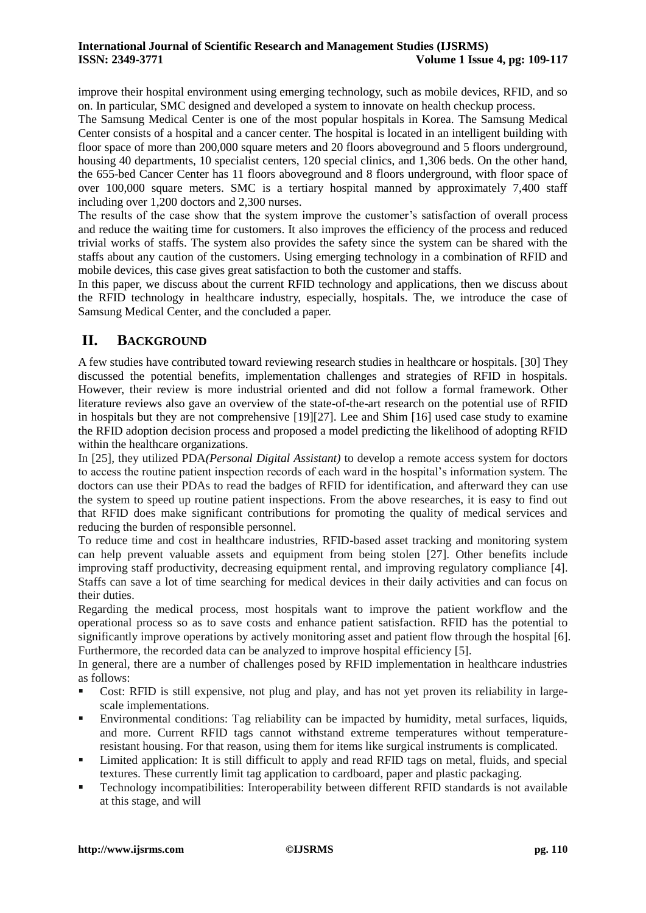improve their hospital environment using emerging technology, such as mobile devices, RFID, and so on. In particular, SMC designed and developed a system to innovate on health checkup process.

The Samsung Medical Center is one of the most popular hospitals in Korea. The Samsung Medical Center consists of a hospital and a cancer center. The hospital is located in an intelligent building with floor space of more than 200,000 square meters and 20 floors aboveground and 5 floors underground, housing 40 departments, 10 specialist centers, 120 special clinics, and 1,306 beds. On the other hand, the 655-bed Cancer Center has 11 floors aboveground and 8 floors underground, with floor space of over 100,000 square meters. SMC is a tertiary hospital manned by approximately 7,400 staff including over 1,200 doctors and 2,300 nurses.

The results of the case show that the system improve the customer's satisfaction of overall process and reduce the waiting time for customers. It also improves the efficiency of the process and reduced trivial works of staffs. The system also provides the safety since the system can be shared with the staffs about any caution of the customers. Using emerging technology in a combination of RFID and mobile devices, this case gives great satisfaction to both the customer and staffs.

In this paper, we discuss about the current RFID technology and applications, then we discuss about the RFID technology in healthcare industry, especially, hospitals. The, we introduce the case of Samsung Medical Center, and the concluded a paper.

## II. BACKGROUND

A few studies have contributed toward reviewing research studies in healthcare or hospitals. [30] They discussed the potential benefits, implementation challenges and strategies of RFID in hospitals. However, their review is more industrial oriented and did not follow a formal framework. Other literature reviews also gave an overview of the state-of-the-art research on the potential use of RFID in hospitals but they are not comprehensive [19][27]. Lee and Shim [16] used case study to examine the RFID adoption decision process and proposed a model predicting the likelihood of adopting RFID within the healthcare organizations.

In [25], they utilized PDA*(Personal Digital Assistant)* to develop a remote access system for doctors to access the routine patient inspection records of each ward in the hospital's information system. The doctors can use their PDAs to read the badges of RFID for identification, and afterward they can use the system to speed up routine patient inspections. From the above researches, it is easy to find out that RFID does make significant contributions for promoting the quality of medical services and reducing the burden of responsible personnel.

To reduce time and cost in healthcare industries, RFID-based asset tracking and monitoring system can help prevent valuable assets and equipment from being stolen [27]. Other benefits include improving staff productivity, decreasing equipment rental, and improving regulatory compliance [4]. Staffs can save a lot of time searching for medical devices in their daily activities and can focus on their duties.

Regarding the medical process, most hospitals want to improve the patient workflow and the operational process so as to save costs and enhance patient satisfaction. RFID has the potential to significantly improve operations by actively monitoring asset and patient flow through the hospital [6]. Furthermore, the recorded data can be analyzed to improve hospital efficiency [5].

In general, there are a number of challenges posed by RFID implementation in healthcare industries as follows:

- Cost: RFID is still expensive, not plug and play, and has not yet proven its reliability in large-scale implementations.
- Environmental conditions: Tag reliability can be impacted by humidity, metal surfaces, liquids, and more. Current RFID tags cannot withstand extreme temperatures without temperature-resistant housing. For that reason, using them for items like surgical instruments is complicated.
- Limited application: It is still difficult to apply and read RFID tags on metal, fluids, and special textures. These currently limit tag application to cardboard, paper and plastic packaging.
- Technology incompatibilities: Interoperability between different RFID standards is not available at this stage, and will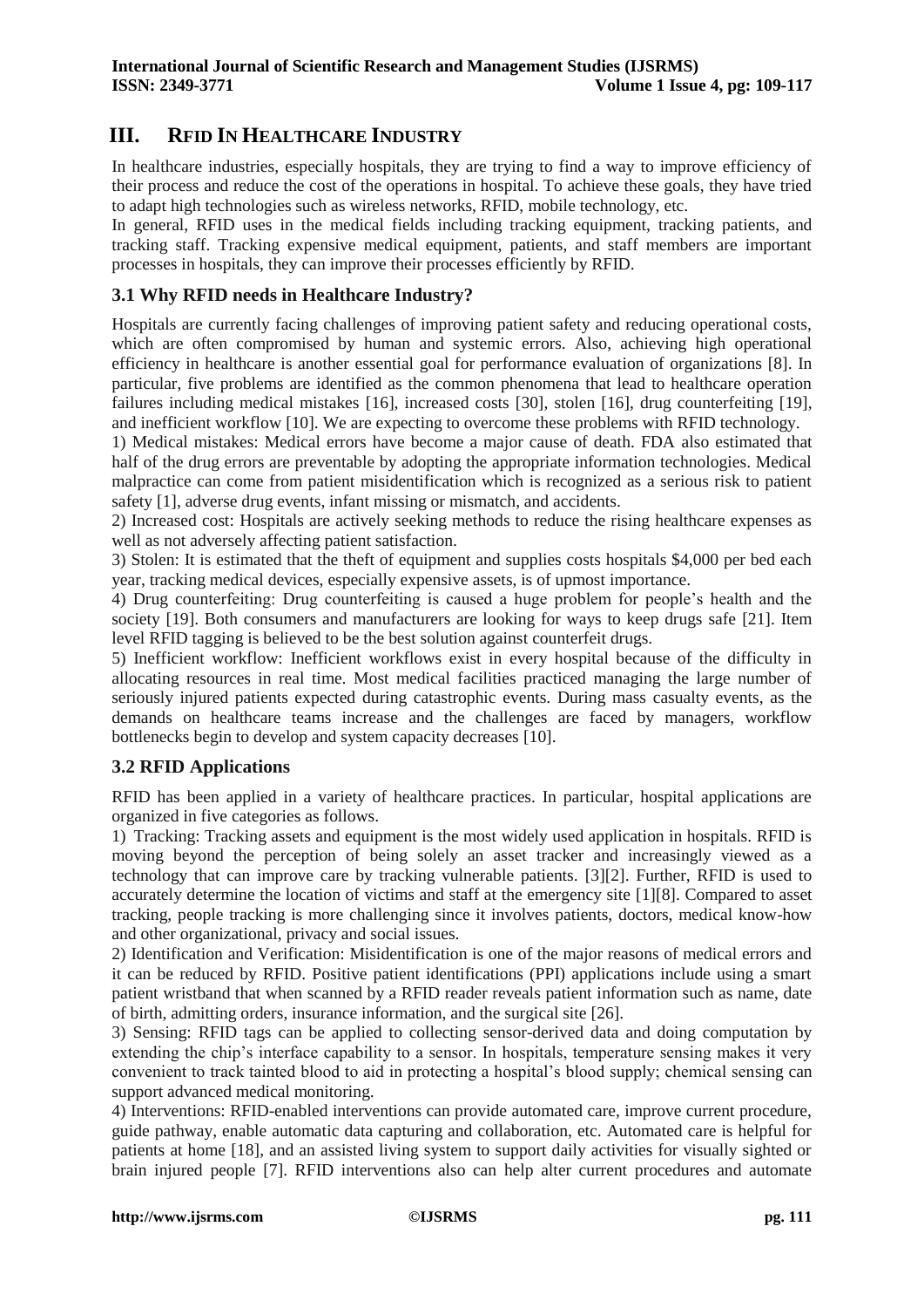# III. RFID IN HEALTHCARE INDUSTRY

In healthcare industries, especially hospitals, they are trying to find a way to improve efficiency of their process and reduce the cost of the operations in hospital. To achieve these goals, they have tried to adapt high technologies such as wireless networks, RFID, mobile technology, etc.

In general, RFID uses in the medical fields including tracking equipment, tracking patients, and tracking staff. Tracking expensive medical equipment, patients, and staff members are important processes in hospitals, they can improve their processes efficiently by RFID.

## 3.1 Why RFID needs in Healthcare Industry?

Hospitals are currently facing challenges of improving patient safety and reducing operational costs, which are often compromised by human and systemic errors. Also, achieving high operational efficiency in healthcare is another essential goal for performance evaluation of organizations [8]. In particular, five problems are identified as the common phenomena that lead to healthcare operation failures including medical mistakes [16], increased costs [30], stolen [16], drug counterfeiting [19], and inefficient workflow [10]. We are expecting to overcome these problems with RFID technology.

1) Medical mistakes: Medical errors have become a major cause of death. FDA also estimated that half of the drug errors are preventable by adopting the appropriate information technologies. Medical malpractice can come from patient misidentification which is recognized as a serious risk to patient safety [1], adverse drug events, infant missing or mismatch, and accidents.

2) Increased cost: Hospitals are actively seeking methods to reduce the rising healthcare expenses as well as not adversely affecting patient satisfaction.

3) Stolen: It is estimated that the theft of equipment and supplies costs hospitals $4,000 per bed each year, tracking medical devices, especially expensive assets, is of upmost importance.

4) Drug counterfeiting: Drug counterfeiting is caused a huge problem for people's health and the society [19]. Both consumers and manufacturers are looking for ways to keep drugs safe [21]. Item level RFID tagging is believed to be the best solution against counterfeit drugs.

5) Inefficient workflow: Inefficient workflows exist in every hospital because of the difficulty in allocating resources in real time. Most medical facilities practiced managing the large number of seriously injured patients expected during catastrophic events. During mass casualty events, as the demands on healthcare teams increase and the challenges are faced by managers, workflow bottlenecks begin to develop and system capacity decreases [10].

## 3.2 RFID Applications

RFID has been applied in a variety of healthcare practices. In particular, hospital applications are organized in five categories as follows.

1) Tracking: Tracking assets and equipment is the most widely used application in hospitals. RFID is moving beyond the perception of being solely an asset tracker and increasingly viewed as a technology that can improve care by tracking vulnerable patients. [3][2]. Further, RFID is used to accurately determine the location of victims and staff at the emergency site [1][8]. Compared to asset tracking, people tracking is more challenging since it involves patients, doctors, medical know-how and other organizational, privacy and social issues.

2) Identification and Verification: Misidentification is one of the major reasons of medical errors and it can be reduced by RFID. Positive patient identifications (PPI) applications include using a smart patient wristband that when scanned by a RFID reader reveals patient information such as name, date of birth, admitting orders, insurance information, and the surgical site [26].

3) Sensing: RFID tags can be applied to collecting sensor-derived data and doing computation by extending the chip's interface capability to a sensor. In hospitals, temperature sensing makes it very convenient to track tainted blood to aid in protecting a hospital's blood supply; chemical sensing can support advanced medical monitoring.

4) Interventions: RFID-enabled interventions can provide automated care, improve current procedure, guide pathway, enable automatic data capturing and collaboration, etc. Automated care is helpful for patients at home [18], and an assisted living system to support daily activities for visually sighted or brain injured people [7]. RFID interventions also can help alter current procedures and automate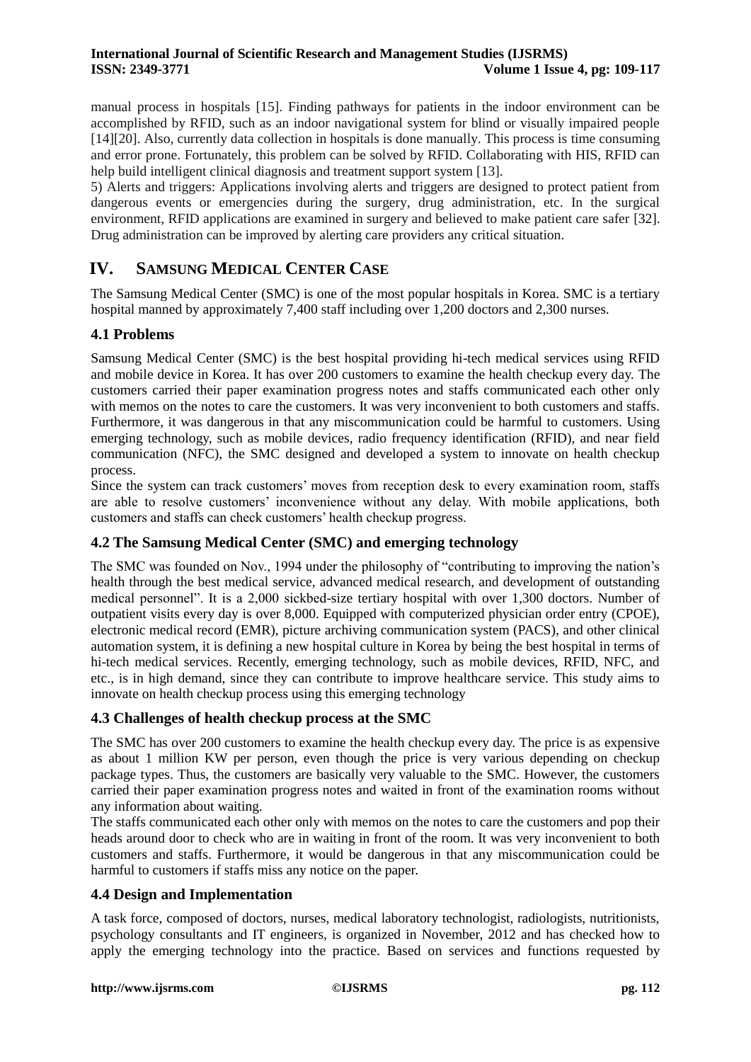manual process in hospitals [15]. Finding pathways for patients in the indoor environment can be accomplished by RFID, such as an indoor navigational system for blind or visually impaired people [14][20]. Also, currently data collection in hospitals is done manually. This process is time consuming and error prone. Fortunately, this problem can be solved by RFID. Collaborating with HIS, RFID can help build intelligent clinical diagnosis and treatment support system [13].

5) Alerts and triggers: Applications involving alerts and triggers are designed to protect patient from dangerous events or emergencies during the surgery, drug administration, etc. In the surgical environment, RFID applications are examined in surgery and believed to make patient care safer [32]. Drug administration can be improved by alerting care providers any critical situation.

## IV. SAMSUNG MEDICAL CENTER CASE

The Samsung Medical Center (SMC) is one of the most popular hospitals in Korea. SMC is a tertiary hospital manned by approximately 7,400 staff including over 1,200 doctors and 2,300 nurses.

### 4.1 Problems

Samsung Medical Center (SMC) is the best hospital providing hi-tech medical services using RFID and mobile device in Korea. It has over 200 customers to examine the health checkup every day. The customers carried their paper examination progress notes and staffs communicated each other only with memos on the notes to care the customers. It was very inconvenient to both customers and staffs. Furthermore, it was dangerous in that any miscommunication could be harmful to customers. Using emerging technology, such as mobile devices, radio frequency identification (RFID), and near field communication (NFC), the SMC designed and developed a system to innovate on health checkup process.

Since the system can track customers' moves from reception desk to every examination room, staffs are able to resolve customers' inconvenience without any delay. With mobile applications, both customers and staffs can check customers' health checkup progress.

### 4.2 The Samsung Medical Center (SMC) and emerging technology

The SMC was founded on Nov., 1994 under the philosophy of "contributing to improving the nation's health through the best medical service, advanced medical research, and development of outstanding medical personnel". It is a 2,000 sickbed-size tertiary hospital with over 1,300 doctors. Number of outpatient visits every day is over 8,000. Equipped with computerized physician order entry (CPOE), electronic medical record (EMR), picture archiving communication system (PACS), and other clinical automation system, it is defining a new hospital culture in Korea by being the best hospital in terms of hi-tech medical services. Recently, emerging technology, such as mobile devices, RFID, NFC, and etc., is in high demand, since they can contribute to improve healthcare service. This study aims to innovate on health checkup process using this emerging technology

### 4.3 Challenges of health checkup process at the SMC

The SMC has over 200 customers to examine the health checkup every day. The price is as expensive as about 1 million KW per person, even though the price is very various depending on checkup package types. Thus, the customers are basically very valuable to the SMC. However, the customers carried their paper examination progress notes and waited in front of the examination rooms without any information about waiting.

The staffs communicated each other only with memos on the notes to care the customers and pop their heads around door to check who are in waiting in front of the room. It was very inconvenient to both customers and staffs. Furthermore, it would be dangerous in that any miscommunication could be harmful to customers if staffs miss any notice on the paper.

### 4.4 Design and Implementation

A task force, composed of doctors, nurses, medical laboratory technologist, radiologists, nutritionists, psychology consultants and IT engineers, is organized in November, 2012 and has checked how to apply the emerging technology into the practice. Based on services and functions requested by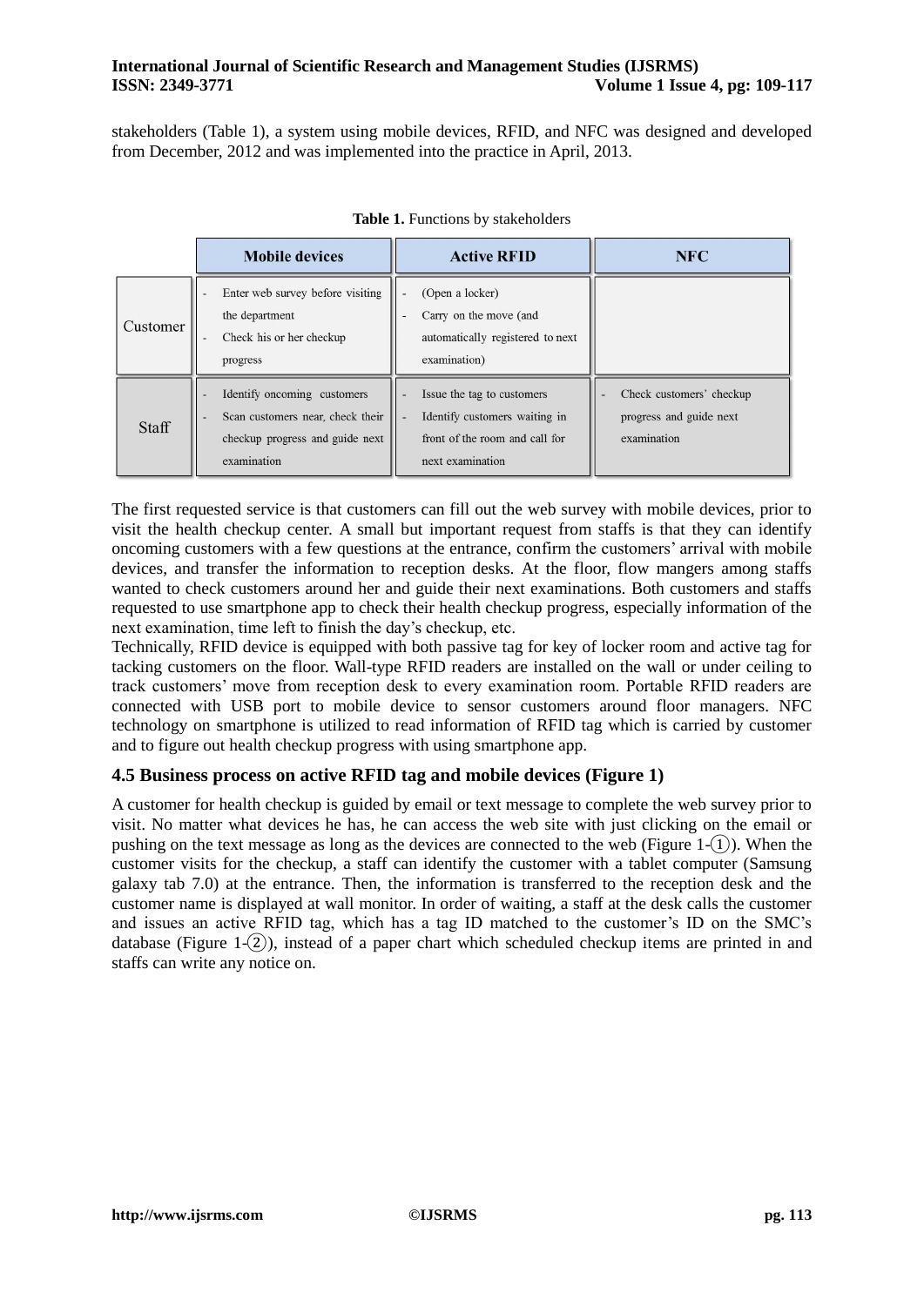stakeholders (Table 1), a system using mobile devices, RFID, and NFC was designed and developed from December, 2012 and was implemented into the practice in April, 2013.

**Table 1.** Functions by stakeholders

| | Mobile devices | Active RFID | NFC |
|---|---|---|---|
| Customer | - Enter web survey before visiting the department<br>- Check his or her checkup progress | - (Open a locker)<br>- Carry on the move (and automatically registered to next examination) | |
| Staff | - Identify oncoming customers<br>- Scan customers near, check their checkup progress and guide next examination | - Issue the tag to customers<br>- Identify customers waiting in front of the room and call for next examination | - Check customers' checkup progress and guide next examination |

The first requested service is that customers can fill out the web survey with mobile devices, prior to visit the health checkup center. A small but important request from staffs is that they can identify oncoming customers with a few questions at the entrance, confirm the customers' arrival with mobile devices, and transfer the information to reception desks. At the floor, flow mangers among staffs wanted to check customers around her and guide their next examinations. Both customers and staffs requested to use smartphone app to check their health checkup progress, especially information of the next examination, time left to finish the day's checkup, etc.

Technically, RFID device is equipped with both passive tag for key of locker room and active tag for tacking customers on the floor. Wall-type RFID readers are installed on the wall or under ceiling to track customers' move from reception desk to every examination room. Portable RFID readers are connected with USB port to mobile device to sensor customers around floor managers. NFC technology on smartphone is utilized to read information of RFID tag which is carried by customer and to figure out health checkup progress with using smartphone app.

### 4.5 Business process on active RFID tag and mobile devices (Figure 1)

A customer for health checkup is guided by email or text message to complete the web survey prior to visit. No matter what devices he has, he can access the web site with just clicking on the email or pushing on the text message as long as the devices are connected to the web (Figure 1-①). When the customer visits for the checkup, a staff can identify the customer with a tablet computer (Samsung galaxy tab 7.0) at the entrance. Then, the information is transferred to the reception desk and the customer name is displayed at wall monitor. In order of waiting, a staff at the desk calls the customer and issues an active RFID tag, which has a tag ID matched to the customer's ID on the SMC's database (Figure 1-②), instead of a paper chart which scheduled checkup items are printed in and staffs can write any notice on.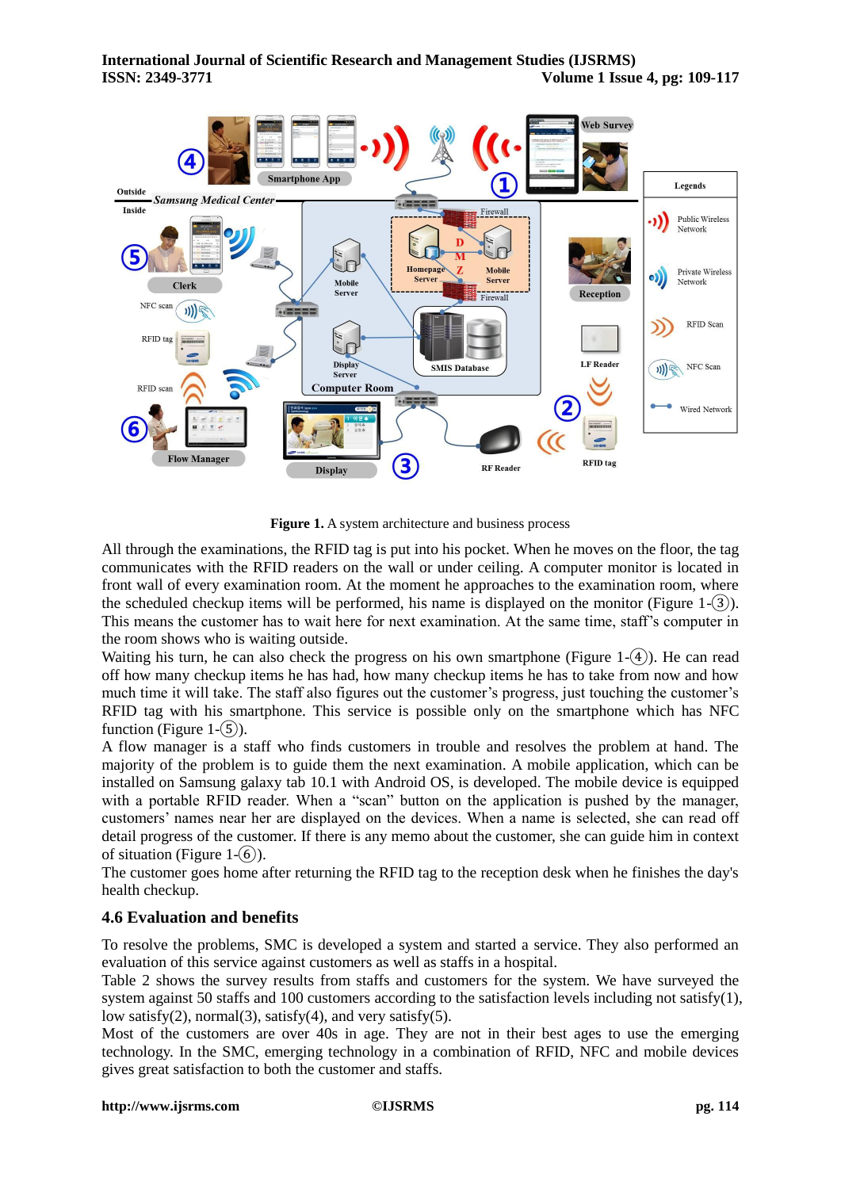**Figure 1.** A system architecture and business process

All through the examinations, the RFID tag is put into his pocket. When he moves on the floor, the tag communicates with the RFID readers on the wall or under ceiling. A computer monitor is located in front wall of every examination room. At the moment he approaches to the examination room, where the scheduled checkup items will be performed, his name is displayed on the monitor (Figure 1-③). This means the customer has to wait here for next examination. At the same time, staff's computer in the room shows who is waiting outside.

Waiting his turn, he can also check the progress on his own smartphone (Figure 1-④). He can read off how many checkup items he has had, how many checkup items he has to take from now and how much time it will take. The staff also figures out the customer's progress, just touching the customer's RFID tag with his smartphone. This service is possible only on the smartphone which has NFC function (Figure 1-⑤).

A flow manager is a staff who finds customers in trouble and resolves the problem at hand. The majority of the problem is to guide them the next examination. A mobile application, which can be installed on Samsung galaxy tab 10.1 with Android OS, is developed. The mobile device is equipped with a portable RFID reader. When a "scan" button on the application is pushed by the manager, customers' names near her are displayed on the devices. When a name is selected, she can read off detail progress of the customer. If there is any memo about the customer, she can guide him in context of situation (Figure 1-⑥).

The customer goes home after returning the RFID tag to the reception desk when he finishes the day's health checkup.

### 4.6 Evaluation and benefits

To resolve the problems, SMC is developed a system and started a service. They also performed an evaluation of this service against customers as well as staffs in a hospital.

Table 2 shows the survey results from staffs and customers for the system. We have surveyed the system against 50 staffs and 100 customers according to the satisfaction levels including not satisfy(1), low satisfy(2), normal(3), satisfy(4), and very satisfy(5).

Most of the customers are over 40s in age. They are not in their best ages to use the emerging technology. In the SMC, emerging technology in a combination of RFID, NFC and mobile devices gives great satisfaction to both the customer and staffs.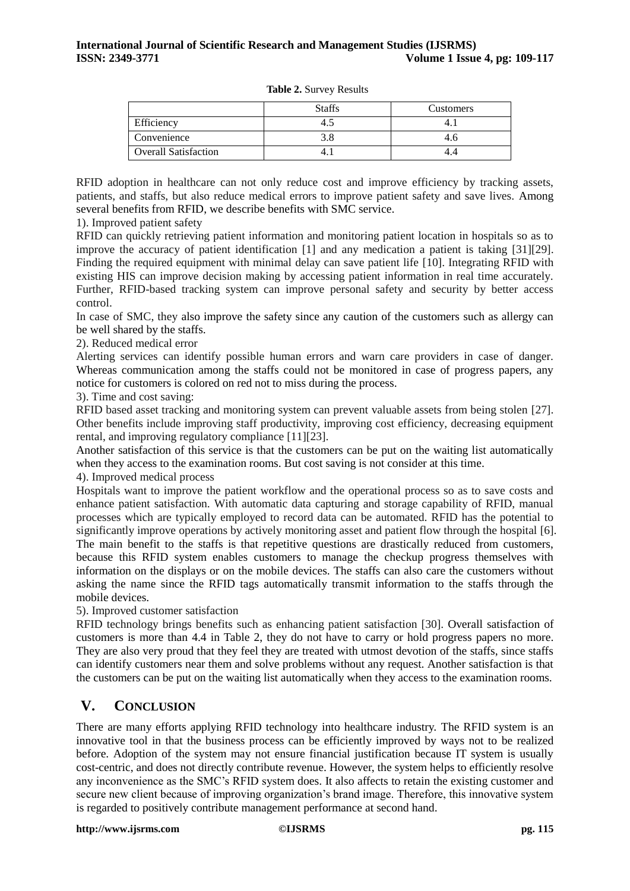**Table 2.** Survey Results

| | Staffs | Customers |
|---|---|---|
| Efficiency | 4.5 | 4.1 |
| Convenience | 3.8 | 4.6 |
| Overall Satisfaction | 4.1 | 4.4 |

RFID adoption in healthcare can not only reduce cost and improve efficiency by tracking assets, patients, and staffs, but also reduce medical errors to improve patient safety and save lives. Among several benefits from RFID, we describe benefits with SMC service.

1). Improved patient safety

RFID can quickly retrieving patient information and monitoring patient location in hospitals so as to improve the accuracy of patient identification [1] and any medication a patient is taking [31][29]. Finding the required equipment with minimal delay can save patient life [10]. Integrating RFID with existing HIS can improve decision making by accessing patient information in real time accurately. Further, RFID-based tracking system can improve personal safety and security by better access control.

In case of SMC, they also improve the safety since any caution of the customers such as allergy can be well shared by the staffs.

2). Reduced medical error

Alerting services can identify possible human errors and warn care providers in case of danger. Whereas communication among the staffs could not be monitored in case of progress papers, any notice for customers is colored on red not to miss during the process.

3). Time and cost saving:

RFID based asset tracking and monitoring system can prevent valuable assets from being stolen [27]. Other benefits include improving staff productivity, improving cost efficiency, decreasing equipment rental, and improving regulatory compliance [11][23].

Another satisfaction of this service is that the customers can be put on the waiting list automatically when they access to the examination rooms. But cost saving is not consider at this time.

4). Improved medical process

Hospitals want to improve the patient workflow and the operational process so as to save costs and enhance patient satisfaction. With automatic data capturing and storage capability of RFID, manual processes which are typically employed to record data can be automated. RFID has the potential to significantly improve operations by actively monitoring asset and patient flow through the hospital [6]. The main benefit to the staffs is that repetitive questions are drastically reduced from customers, because this RFID system enables customers to manage the checkup progress themselves with information on the displays or on the mobile devices. The staffs can also care the customers without asking the name since the RFID tags automatically transmit information to the staffs through the mobile devices.

5). Improved customer satisfaction

RFID technology brings benefits such as enhancing patient satisfaction [30]. Overall satisfaction of customers is more than 4.4 in Table 2, they do not have to carry or hold progress papers no more. They are also very proud that they feel they are treated with utmost devotion of the staffs, since staffs can identify customers near them and solve problems without any request. Another satisfaction is that the customers can be put on the waiting list automatically when they access to the examination rooms.

## V. CONCLUSION

There are many efforts applying RFID technology into healthcare industry. The RFID system is an innovative tool in that the business process can be efficiently improved by ways not to be realized before. Adoption of the system may not ensure financial justification because IT system is usually cost-centric, and does not directly contribute revenue. However, the system helps to efficiently resolve any inconvenience as the SMC's RFID system does. It also affects to retain the existing customer and secure new client because of improving organization's brand image. Therefore, this innovative system is regarded to positively contribute management performance at second hand.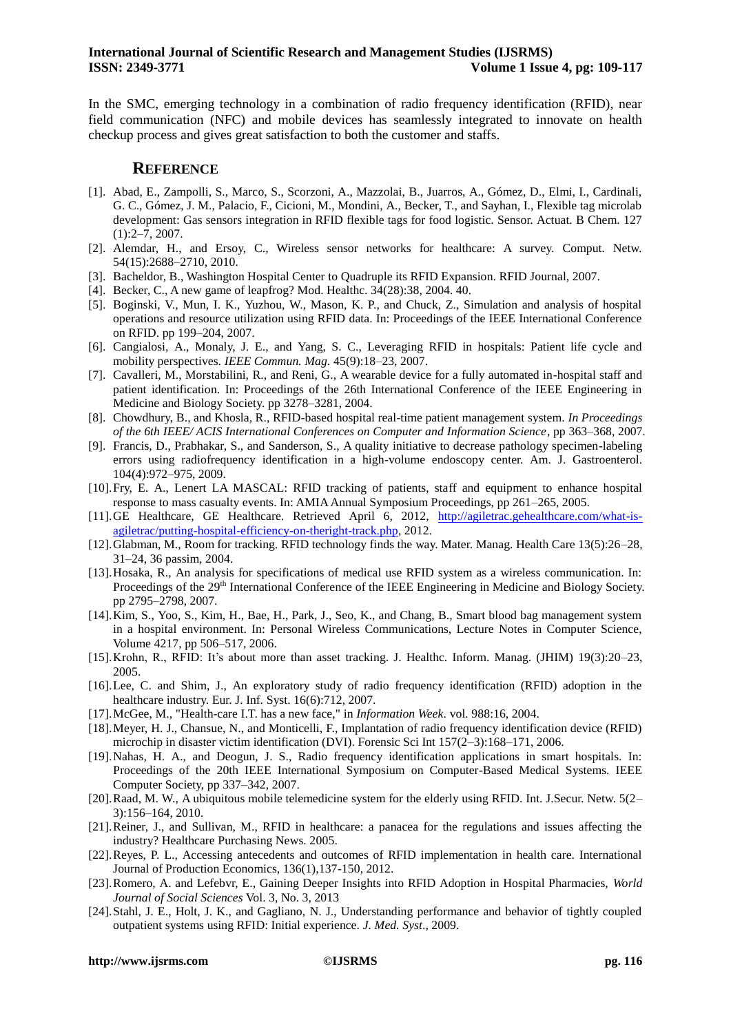In the SMC, emerging technology in a combination of radio frequency identification (RFID), near field communication (NFC) and mobile devices has seamlessly integrated to innovate on health checkup process and gives great satisfaction to both the customer and staffs.

## REFERENCE

[1]. Abad, E., Zampolli, S., Marco, S., Scorzoni, A., Mazzolai, B., Juarros, A., Gómez, D., Elmi, I., Cardinali, G. C., Gómez, J. M., Palacio, F., Cicioni, M., Mondini, A., Becker, T., and Sayhan, I., Flexible tag microlab development: Gas sensors integration in RFID flexible tags for food logistic. Sensor. Actuat. B Chem. 127 (1):2–7, 2007.

[2]. Alemdar, H., and Ersoy, C., Wireless sensor networks for healthcare: A survey. Comput. Netw. 54(15):2688–2710, 2010.

[3]. Bacheldor, B., Washington Hospital Center to Quadruple its RFID Expansion. RFID Journal, 2007.

[4]. Becker, C., A new game of leapfrog? Mod. Healthc. 34(28):38, 2004. 40.

[5]. Boginski, V., Mun, I. K., Yuzhou, W., Mason, K. P., and Chuck, Z., Simulation and analysis of hospital operations and resource utilization using RFID data. In: Proceedings of the IEEE International Conference on RFID. pp 199–204, 2007.

[6]. Cangialosi, A., Monaly, J. E., and Yang, S. C., Leveraging RFID in hospitals: Patient life cycle and mobility perspectives. *IEEE Commun. Mag.* 45(9):18–23, 2007.

[7]. Cavalleri, M., Morstabilini, R., and Reni, G., A wearable device for a fully automated in-hospital staff and patient identification. In: Proceedings of the 26th International Conference of the IEEE Engineering in Medicine and Biology Society. pp 3278–3281, 2004.

[8]. Chowdhury, B., and Khosla, R., RFID-based hospital real-time patient management system. *In Proceedings of the 6th IEEE/ ACIS International Conferences on Computer and Information Science*, pp 363–368, 2007.

[9]. Francis, D., Prabhakar, S., and Sanderson, S., A quality initiative to decrease pathology specimen-labeling errors using radiofrequency identification in a high-volume endoscopy center. Am. J. Gastroenterol. 104(4):972–975, 2009.

[10]. Fry, E. A., Lenert LA MASCAL: RFID tracking of patients, staff and equipment to enhance hospital response to mass casualty events. In: AMIA Annual Symposium Proceedings, pp 261–265, 2005.

[11]. GE Healthcare, GE Healthcare. Retrieved April 6, 2012, http://agiletrac.gehealthcare.com/what-is-agiletrac/putting-hospital-efficiency-on-theright-track.php, 2012.

[12]. Glabman, M., Room for tracking. RFID technology finds the way. Mater. Manag. Health Care 13(5):26–28, 31–24, 36 passim, 2004.

[13]. Hosaka, R., An analysis for specifications of medical use RFID system as a wireless communication. In: Proceedings of the 29th International Conference of the IEEE Engineering in Medicine and Biology Society. pp 2795–2798, 2007.

[14]. Kim, S., Yoo, S., Kim, H., Bae, H., Park, J., Seo, K., and Chang, B., Smart blood bag management system in a hospital environment. In: Personal Wireless Communications, Lecture Notes in Computer Science, Volume 4217, pp 506–517, 2006.

[15]. Krohn, R., RFID: It's about more than asset tracking. J. Healthc. Inform. Manag. (JHIM) 19(3):20–23, 2005.

[16]. Lee, C. and Shim, J., An exploratory study of radio frequency identification (RFID) adoption in the healthcare industry. Eur. J. Inf. Syst. 16(6):712, 2007.

[17]. McGee, M., "Health-care I.T. has a new face," in *Information Week*. vol. 988:16, 2004.

[18]. Meyer, H. J., Chansue, N., and Monticelli, F., Implantation of radio frequency identification device (RFID) microchip in disaster victim identification (DVI). Forensic Sci Int 157(2–3):168–171, 2006.

[19]. Nahas, H. A., and Deogun, J. S., Radio frequency identification applications in smart hospitals. In: Proceedings of the 20th IEEE International Symposium on Computer-Based Medical Systems. IEEE Computer Society, pp 337–342, 2007.

[20]. Raad, M. W., A ubiquitous mobile telemedicine system for the elderly using RFID. Int. J.Secur. Netw. 5(2–3):156–164, 2010.

[21]. Reiner, J., and Sullivan, M., RFID in healthcare: a panacea for the regulations and issues affecting the industry? Healthcare Purchasing News. 2005.

[22]. Reyes, P. L., Accessing antecedents and outcomes of RFID implementation in health care. International Journal of Production Economics, 136(1),137-150, 2012.

[23]. Romero, A. and Lefebvr, E., Gaining Deeper Insights into RFID Adoption in Hospital Pharmacies, *World Journal of Social Sciences* Vol. 3, No. 3, 2013

[24]. Stahl, J. E., Holt, J. K., and Gagliano, N. J., Understanding performance and behavior of tightly coupled outpatient systems using RFID: Initial experience. *J. Med. Syst*., 2009.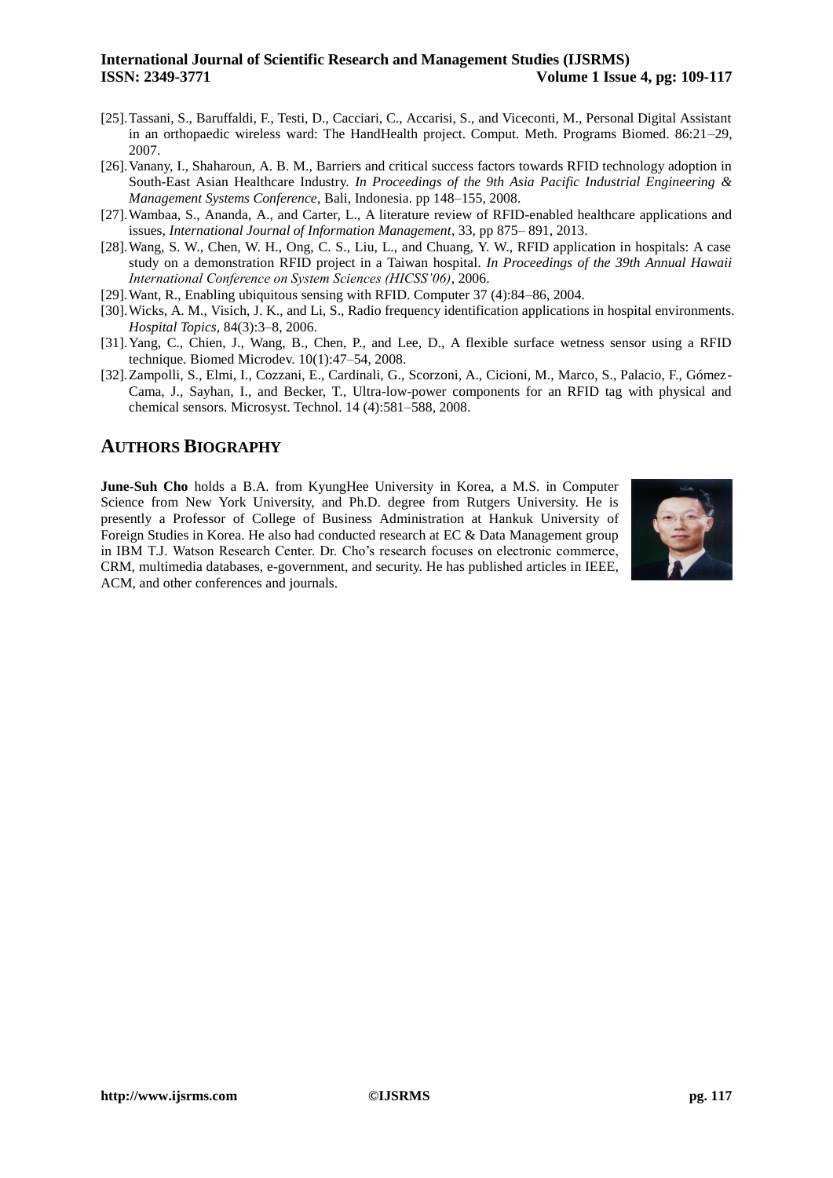[25]. Tassani, S., Baruffaldi, F., Testi, D., Cacciari, C., Accarisi, S., and Viceconti, M., Personal Digital Assistant in an orthopaedic wireless ward: The HandHealth project. Comput. Meth. Programs Biomed. 86:21–29, 2007.

[26]. Vanany, I., Shaharoun, A. B. M., Barriers and critical success factors towards RFID technology adoption in South-East Asian Healthcare Industry. *In Proceedings of the 9th Asia Pacific Industrial Engineering & Management Systems Conference*, Bali, Indonesia. pp 148–155, 2008.

[27]. Wambaa, S., Ananda, A., and Carter, L., A literature review of RFID-enabled healthcare applications and issues, *International Journal of Information Management*, 33, pp 875– 891, 2013.

[28]. Wang, S. W., Chen, W. H., Ong, C. S., Liu, L., and Chuang, Y. W., RFID application in hospitals: A case study on a demonstration RFID project in a Taiwan hospital. *In Proceedings of the 39th Annual Hawaii International Conference on System Sciences (HICSS'06)*, 2006.

[29]. Want, R., Enabling ubiquitous sensing with RFID. Computer 37 (4):84–86, 2004.

[30]. Wicks, A. M., Visich, J. K., and Li, S., Radio frequency identification applications in hospital environments. *Hospital Topics*, 84(3):3–8, 2006.

[31]. Yang, C., Chien, J., Wang, B., Chen, P., and Lee, D., A flexible surface wetness sensor using a RFID technique. Biomed Microdev. 10(1):47–54, 2008.

[32]. Zampolli, S., Elmi, I., Cozzani, E., Cardinali, G., Scorzoni, A., Cicioni, M., Marco, S., Palacio, F., Gómez-Cama, J., Sayhan, I., and Becker, T., Ultra-low-power components for an RFID tag with physical and chemical sensors. Microsyst. Technol. 14 (4):581–588, 2008.

## AUTHORS BIOGRAPHY

**June-Suh Cho** holds a B.A. from KyungHee University in Korea, a M.S. in Computer Science from New York University, and Ph.D. degree from Rutgers University. He is presently a Professor of College of Business Administration at Hankuk University of Foreign Studies in Korea. He also had conducted research at EC & Data Management group in IBM T.J. Watson Research Center. Dr. Cho's research focuses on electronic commerce, CRM, multimedia databases, e-government, and security. He has published articles in IEEE, ACM, and other conferences and journals.